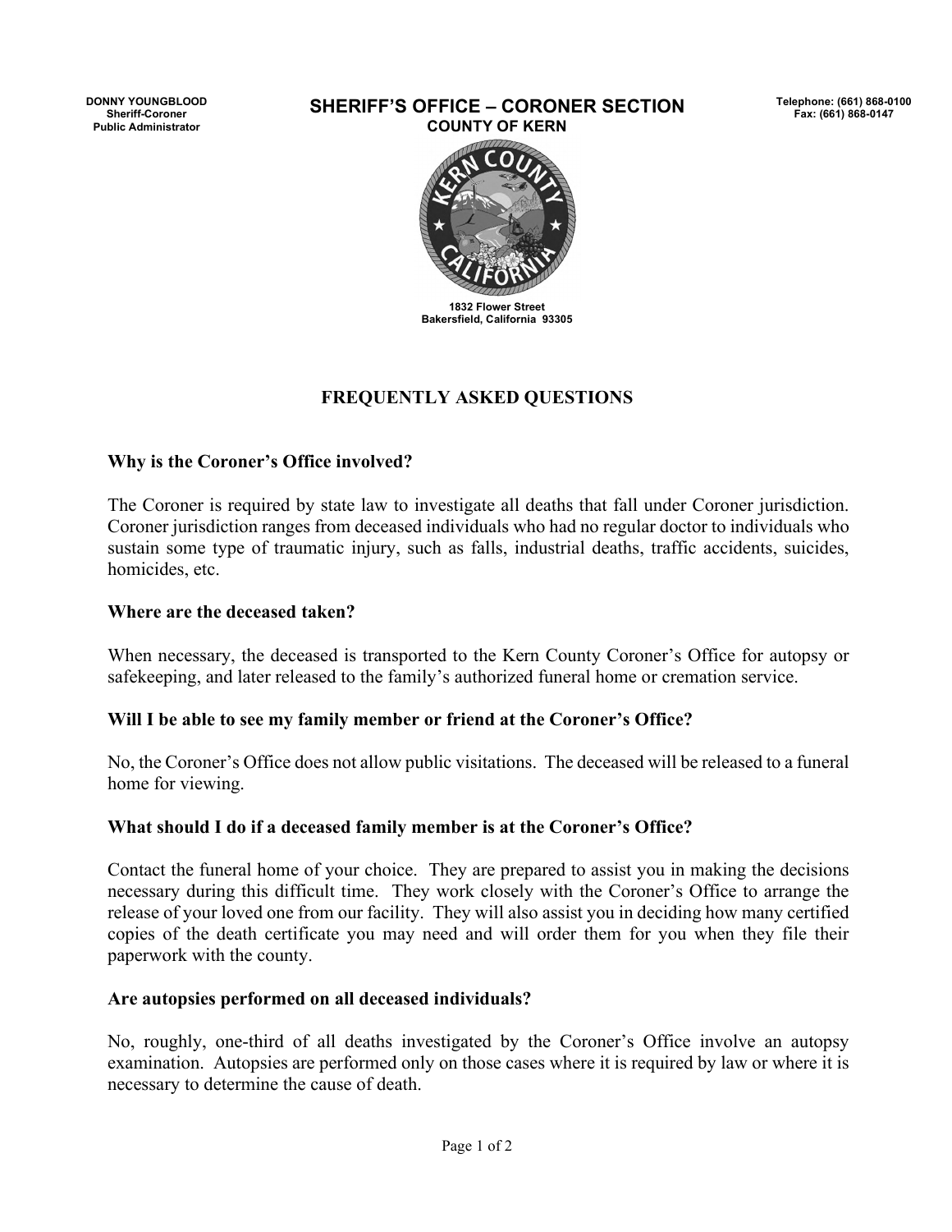**DONNY YOUNGBLOOD**
**Sheriff-Coroner**
**Public Administrator**

# SHERIFF'S OFFICE – CORONER SECTION

**COUNTY OF KERN**

**Telephone: (661) 868-0100**
**Fax: (661) 868-0147**

**1832 Flower Street**
**Bakersfield, California 93305**

## FREQUENTLY ASKED QUESTIONS

### Why is the Coroner's Office involved?

The Coroner is required by state law to investigate all deaths that fall under Coroner jurisdiction. Coroner jurisdiction ranges from deceased individuals who had no regular doctor to individuals who sustain some type of traumatic injury, such as falls, industrial deaths, traffic accidents, suicides, homicides, etc.

### Where are the deceased taken?

When necessary, the deceased is transported to the Kern County Coroner's Office for autopsy or safekeeping, and later released to the family's authorized funeral home or cremation service.

### Will I be able to see my family member or friend at the Coroner's Office?

No, the Coroner's Office does not allow public visitations. The deceased will be released to a funeral home for viewing.

### What should I do if a deceased family member is at the Coroner's Office?

Contact the funeral home of your choice. They are prepared to assist you in making the decisions necessary during this difficult time. They work closely with the Coroner's Office to arrange the release of your loved one from our facility. They will also assist you in deciding how many certified copies of the death certificate you may need and will order them for you when they file their paperwork with the county.

### Are autopsies performed on all deceased individuals?

No, roughly, one-third of all deaths investigated by the Coroner's Office involve an autopsy examination. Autopsies are performed only on those cases where it is required by law or where it is necessary to determine the cause of death.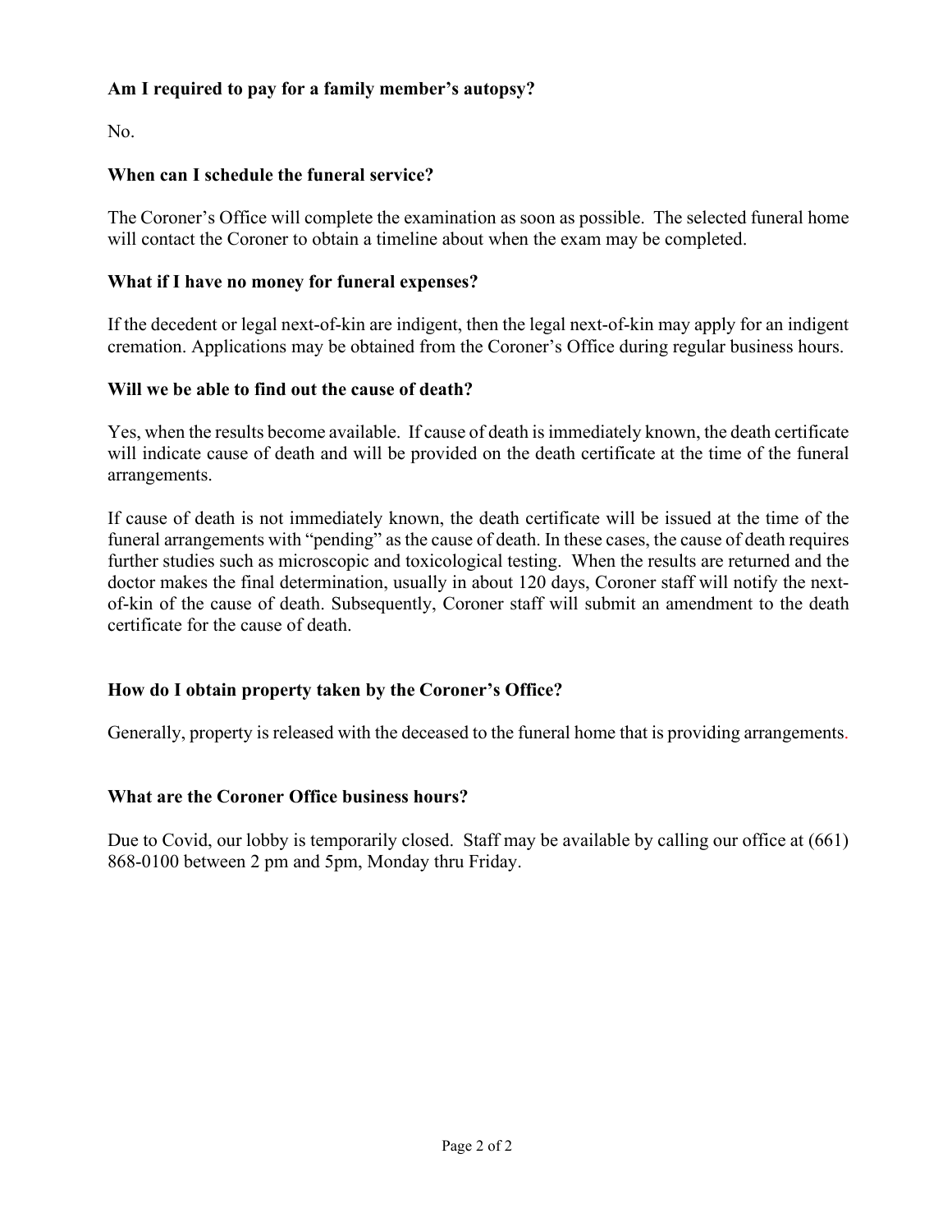**Am I required to pay for a family member's autopsy?**

No.

**When can I schedule the funeral service?**

The Coroner's Office will complete the examination as soon as possible. The selected funeral home will contact the Coroner to obtain a timeline about when the exam may be completed.

**What if I have no money for funeral expenses?**

If the decedent or legal next-of-kin are indigent, then the legal next-of-kin may apply for an indigent cremation. Applications may be obtained from the Coroner's Office during regular business hours.

**Will we be able to find out the cause of death?**

Yes, when the results become available. If cause of death is immediately known, the death certificate will indicate cause of death and will be provided on the death certificate at the time of the funeral arrangements.

If cause of death is not immediately known, the death certificate will be issued at the time of the funeral arrangements with "pending" as the cause of death. In these cases, the cause of death requires further studies such as microscopic and toxicological testing. When the results are returned and the doctor makes the final determination, usually in about 120 days, Coroner staff will notify the next-of-kin of the cause of death. Subsequently, Coroner staff will submit an amendment to the death certificate for the cause of death.

**How do I obtain property taken by the Coroner's Office?**

Generally, property is released with the deceased to the funeral home that is providing arrangements.

**What are the Coroner Office business hours?**

Due to Covid, our lobby is temporarily closed. Staff may be available by calling our office at (661) 868-0100 between 2 pm and 5pm, Monday thru Friday.